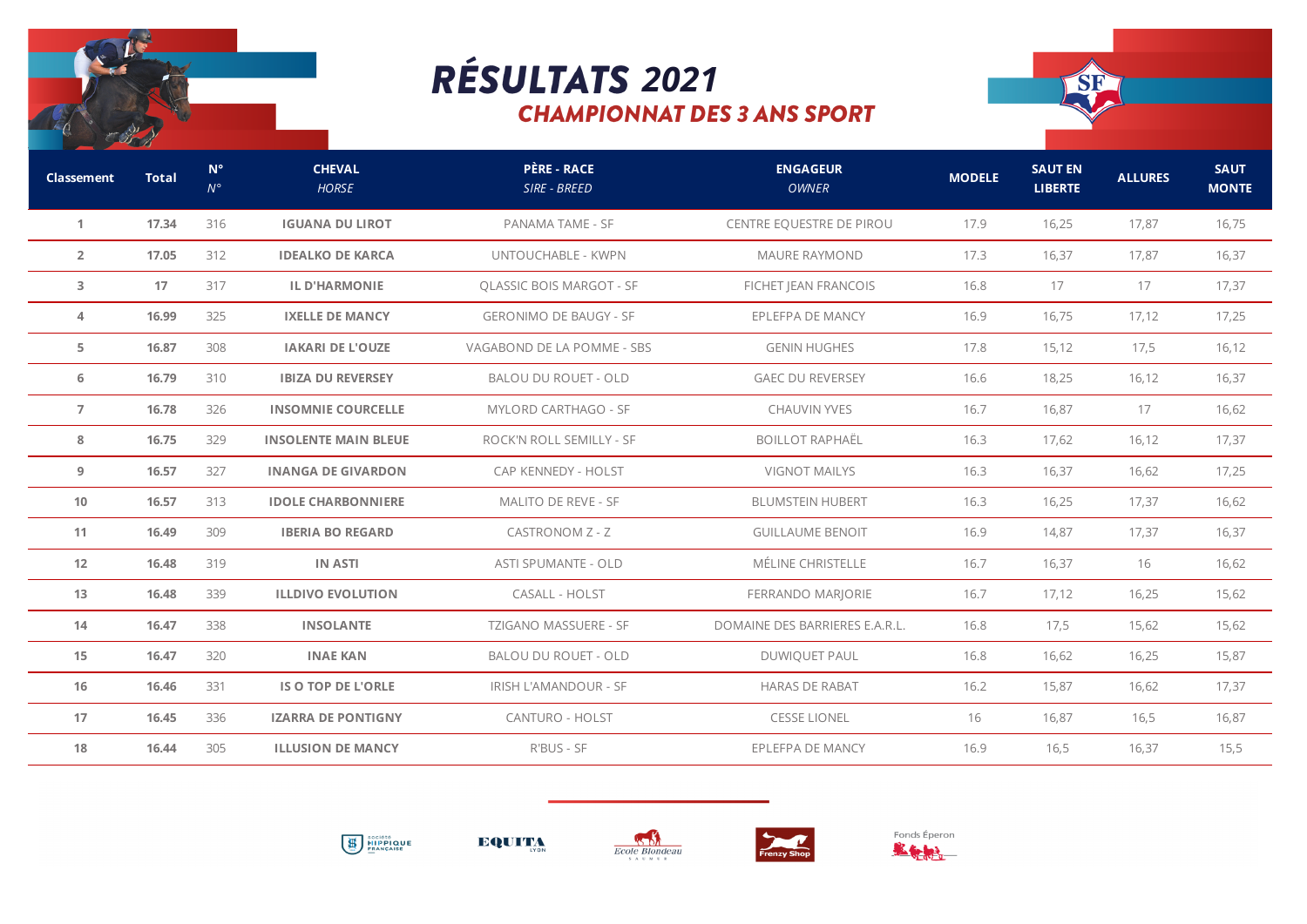# RÉSULTATS 2021

## CHAMPIONNAT DES 3 ANS SPORT

| Classement | Total | N° *N°* | CHEVAL *HORSE* | PÈRE - RACE *SIRE - BREED* | ENGAGEUR *OWNER* | MODELE | SAUT EN LIBERTE | ALLURES | SAUT MONTE |
|---|---|---|---|---|---|---|---|---|---|
| 1 | **17.34** | 316 | **IGUANA DU LIROT** | PANAMA TAME - SF | CENTRE EQUESTRE DE PIROU | 17.9 | 16,25 | 17,87 | 16,75 |
| 2 | **17.05** | 312 | **IDEALKO DE KARCA** | UNTOUCHABLE - KWPN | MAURE RAYMOND | 17.3 | 16,37 | 17,87 | 16,37 |
| 3 | **17** | 317 | **IL D'HARMONIE** | QLASSIC BOIS MARGOT - SF | FICHET JEAN FRANCOIS | 16.8 | 17 | 17 | 17,37 |
| 4 | **16.99** | 325 | **IXELLE DE MANCY** | GERONIMO DE BAUGY - SF | EPLEFPA DE MANCY | 16.9 | 16,75 | 17,12 | 17,25 |
| 5 | **16.87** | 308 | **IAKARI DE L'OUZE** | VAGABOND DE LA POMME - SBS | GENIN HUGHES | 17.8 | 15,12 | 17,5 | 16,12 |
| 6 | **16.79** | 310 | **IBIZA DU REVERSEY** | BALOU DU ROUET - OLD | GAEC DU REVERSEY | 16.6 | 18,25 | 16,12 | 16,37 |
| 7 | **16.78** | 326 | **INSOMNIE COURCELLE** | MYLORD CARTHAGO - SF | CHAUVIN YVES | 16.7 | 16,87 | 17 | 16,62 |
| 8 | **16.75** | 329 | **INSOLENTE MAIN BLEUE** | ROCK'N ROLL SEMILLY - SF | BOILLOT RAPHAËL | 16.3 | 17,62 | 16,12 | 17,37 |
| 9 | **16.57** | 327 | **INANGA DE GIVARDON** | CAP KENNEDY - HOLST | VIGNOT MAILYS | 16.3 | 16,37 | 16,62 | 17,25 |
| 10 | **16.57** | 313 | **IDOLE CHARBONNIERE** | MALITO DE REVE - SF | BLUMSTEIN HUBERT | 16.3 | 16,25 | 17,37 | 16,62 |
| 11 | **16.49** | 309 | **IBERIA BO REGARD** | CASTRONOM Z - Z | GUILLAUME BENOIT | 16.9 | 14,87 | 17,37 | 16,37 |
| 12 | **16.48** | 319 | **IN ASTI** | ASTI SPUMANTE - OLD | MÉLINE CHRISTELLE | 16.7 | 16,37 | 16 | 16,62 |
| 13 | **16.48** | 339 | **ILLDIVO EVOLUTION** | CASALL - HOLST | FERRANDO MARJORIE | 16.7 | 17,12 | 16,25 | 15,62 |
| 14 | **16.47** | 338 | **INSOLANTE** | TZIGANO MASSUERE - SF | DOMAINE DES BARRIERES E.A.R.L. | 16.8 | 17,5 | 15,62 | 15,62 |
| 15 | **16.47** | 320 | **INAE KAN** | BALOU DU ROUET - OLD | DUWIQUET PAUL | 16.8 | 16,62 | 16,25 | 15,87 |
| 16 | **16.46** | 331 | **IS O TOP DE L'ORLE** | IRISH L'AMANDOUR - SF | HARAS DE RABAT | 16.2 | 15,87 | 16,62 | 17,37 |
| 17 | **16.45** | 336 | **IZARRA DE PONTIGNY** | CANTURO - HOLST | CESSE LIONEL | 16 | 16,87 | 16,5 | 16,87 |
| 18 | **16.44** | 305 | **ILLUSION DE MANCY** | R'BUS - SF | EPLEFPA DE MANCY | 16.9 | 16,5 | 16,37 | 15,5 |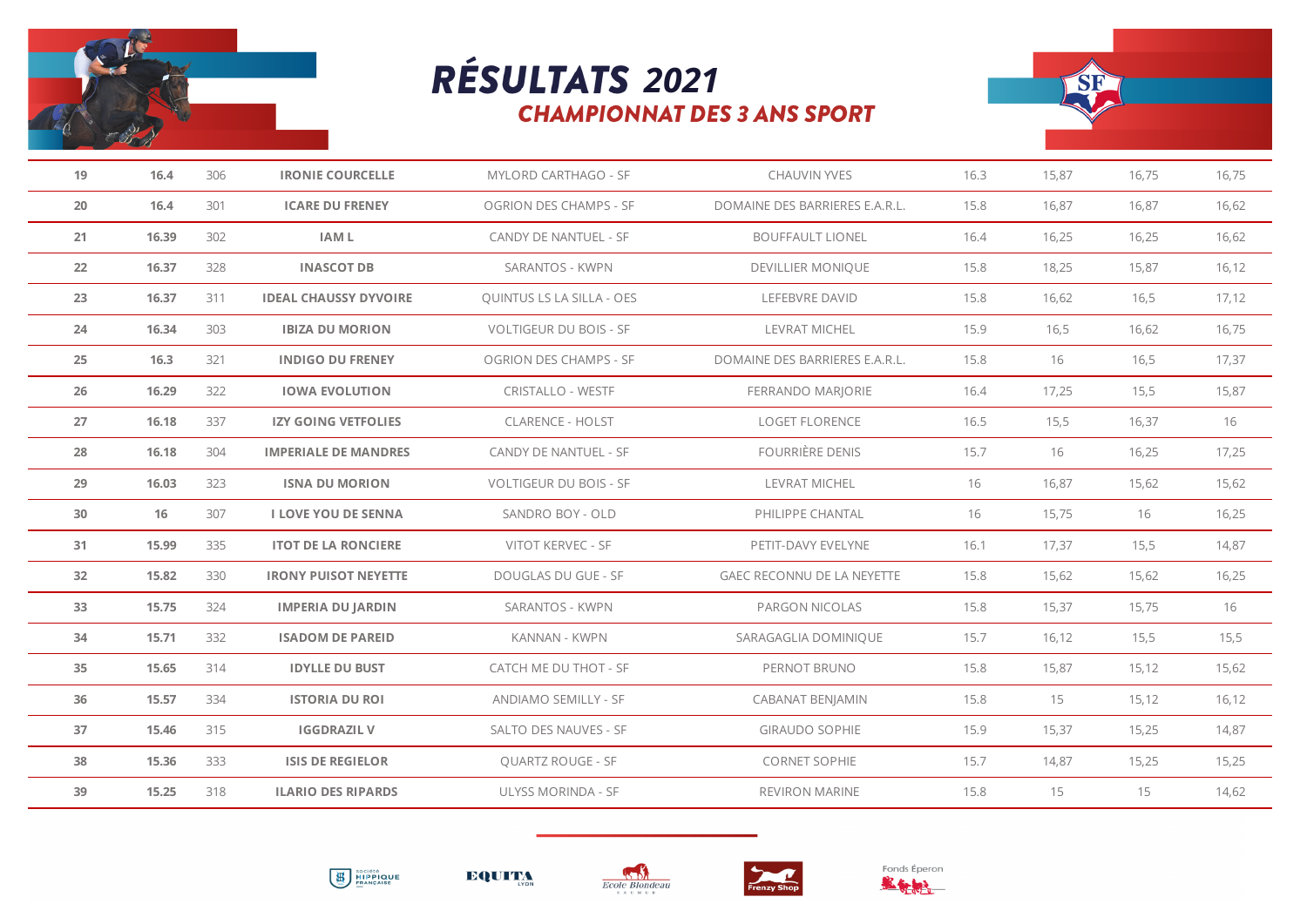# RÉSULTATS 2021

## CHAMPIONNAT DES 3 ANS SPORT

| | | | | | | | | | |
|---|---|---|---|---|---|---|---|---|---|
| 19 | 16.4 | 306 | IRONIE COURCELLE | MYLORD CARTHAGO - SF | CHAUVIN YVES | 16.3 | 15,87 | 16,75 | 16,75 |
| 20 | 16.4 | 301 | ICARE DU FRENEY | OGRION DES CHAMPS - SF | DOMAINE DES BARRIERES E.A.R.L. | 15.8 | 16,87 | 16,87 | 16,62 |
| 21 | 16.39 | 302 | IAM L | CANDY DE NANTUEL - SF | BOUFFAULT LIONEL | 16.4 | 16,25 | 16,25 | 16,62 |
| 22 | 16.37 | 328 | INASCOT DB | SARANTOS - KWPN | DEVILLIER MONIQUE | 15.8 | 18,25 | 15,87 | 16,12 |
| 23 | 16.37 | 311 | IDEAL CHAUSSY DYVOIRE | QUINTUS LS LA SILLA - OES | LEFEBVRE DAVID | 15.8 | 16,62 | 16,5 | 17,12 |
| 24 | 16.34 | 303 | IBIZA DU MORION | VOLTIGEUR DU BOIS - SF | LEVRAT MICHEL | 15.9 | 16,5 | 16,62 | 16,75 |
| 25 | 16.3 | 321 | INDIGO DU FRENEY | OGRION DES CHAMPS - SF | DOMAINE DES BARRIERES E.A.R.L. | 15.8 | 16 | 16,5 | 17,37 |
| 26 | 16.29 | 322 | IOWA EVOLUTION | CRISTALLO - WESTF | FERRANDO MARJORIE | 16.4 | 17,25 | 15,5 | 15,87 |
| 27 | 16.18 | 337 | IZY GOING VETFOLIES | CLARENCE - HOLST | LOGET FLORENCE | 16.5 | 15,5 | 16,37 | 16 |
| 28 | 16.18 | 304 | IMPERIALE DE MANDRES | CANDY DE NANTUEL - SF | FOURRIÈRE DENIS | 15.7 | 16 | 16,25 | 17,25 |
| 29 | 16.03 | 323 | ISNA DU MORION | VOLTIGEUR DU BOIS - SF | LEVRAT MICHEL | 16 | 16,87 | 15,62 | 15,62 |
| 30 | 16 | 307 | I LOVE YOU DE SENNA | SANDRO BOY - OLD | PHILIPPE CHANTAL | 16 | 15,75 | 16 | 16,25 |
| 31 | 15.99 | 335 | ITOT DE LA RONCIERE | VITOT KERVEC - SF | PETIT-DAVY EVELYNE | 16.1 | 17,37 | 15,5 | 14,87 |
| 32 | 15.82 | 330 | IRONY PUISOT NEYETTE | DOUGLAS DU GUE - SF | GAEC RECONNU DE LA NEYETTE | 15.8 | 15,62 | 15,62 | 16,25 |
| 33 | 15.75 | 324 | IMPERIA DU JARDIN | SARANTOS - KWPN | PARGON NICOLAS | 15.8 | 15,37 | 15,75 | 16 |
| 34 | 15.71 | 332 | ISADOM DE PAREID | KANNAN - KWPN | SARAGAGLIA DOMINIQUE | 15.7 | 16,12 | 15,5 | 15,5 |
| 35 | 15.65 | 314 | IDYLLE DU BUST | CATCH ME DU THOT - SF | PERNOT BRUNO | 15.8 | 15,87 | 15,12 | 15,62 |
| 36 | 15.57 | 334 | ISTORIA DU ROI | ANDIAMO SEMILLY - SF | CABANAT BENJAMIN | 15.8 | 15 | 15,12 | 16,12 |
| 37 | 15.46 | 315 | IGGDRAZIL V | SALTO DES NAUVES - SF | GIRAUDO SOPHIE | 15.9 | 15,37 | 15,25 | 14,87 |
| 38 | 15.36 | 333 | ISIS DE REGIELOR | QUARTZ ROUGE - SF | CORNET SOPHIE | 15.7 | 14,87 | 15,25 | 15,25 |
| 39 | 15.25 | 318 | ILARIO DES RIPARDS | ULYSS MORINDA - SF | REVIRON MARINE | 15.8 | 15 | 15 | 14,62 |